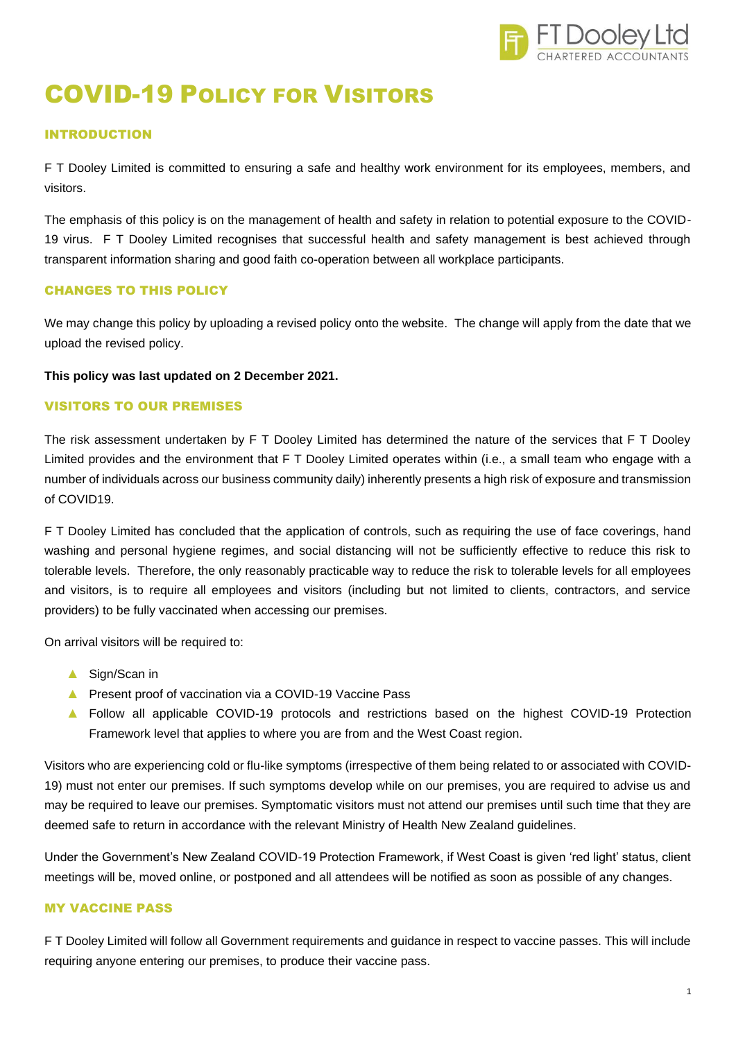# COVID-19 Policy for Visitors

## INTRODUCTION

F T Dooley Limited is committed to ensuring a safe and healthy work environment for its employees, members, and visitors.

The emphasis of this policy is on the management of health and safety in relation to potential exposure to the COVID-19 virus. F T Dooley Limited recognises that successful health and safety management is best achieved through transparent information sharing and good faith co-operation between all workplace participants.

## CHANGES TO THIS POLICY

We may change this policy by uploading a revised policy onto the website. The change will apply from the date that we upload the revised policy.

**This policy was last updated on 2 December 2021.**

## VISITORS TO OUR PREMISES

The risk assessment undertaken by F T Dooley Limited has determined the nature of the services that F T Dooley Limited provides and the environment that F T Dooley Limited operates within (i.e., a small team who engage with a number of individuals across our business community daily) inherently presents a high risk of exposure and transmission of COVID19.

F T Dooley Limited has concluded that the application of controls, such as requiring the use of face coverings, hand washing and personal hygiene regimes, and social distancing will not be sufficiently effective to reduce this risk to tolerable levels. Therefore, the only reasonably practicable way to reduce the risk to tolerable levels for all employees and visitors, is to require all employees and visitors (including but not limited to clients, contractors, and service providers) to be fully vaccinated when accessing our premises.

On arrival visitors will be required to:

- Sign/Scan in
- Present proof of vaccination via a COVID-19 Vaccine Pass
- Follow all applicable COVID-19 protocols and restrictions based on the highest COVID-19 Protection Framework level that applies to where you are from and the West Coast region.

Visitors who are experiencing cold or flu-like symptoms (irrespective of them being related to or associated with COVID-19) must not enter our premises. If such symptoms develop while on our premises, you are required to advise us and may be required to leave our premises. Symptomatic visitors must not attend our premises until such time that they are deemed safe to return in accordance with the relevant Ministry of Health New Zealand guidelines.

Under the Government's New Zealand COVID-19 Protection Framework, if West Coast is given 'red light' status, client meetings will be, moved online, or postponed and all attendees will be notified as soon as possible of any changes.

## MY VACCINE PASS

F T Dooley Limited will follow all Government requirements and guidance in respect to vaccine passes. This will include requiring anyone entering our premises, to produce their vaccine pass.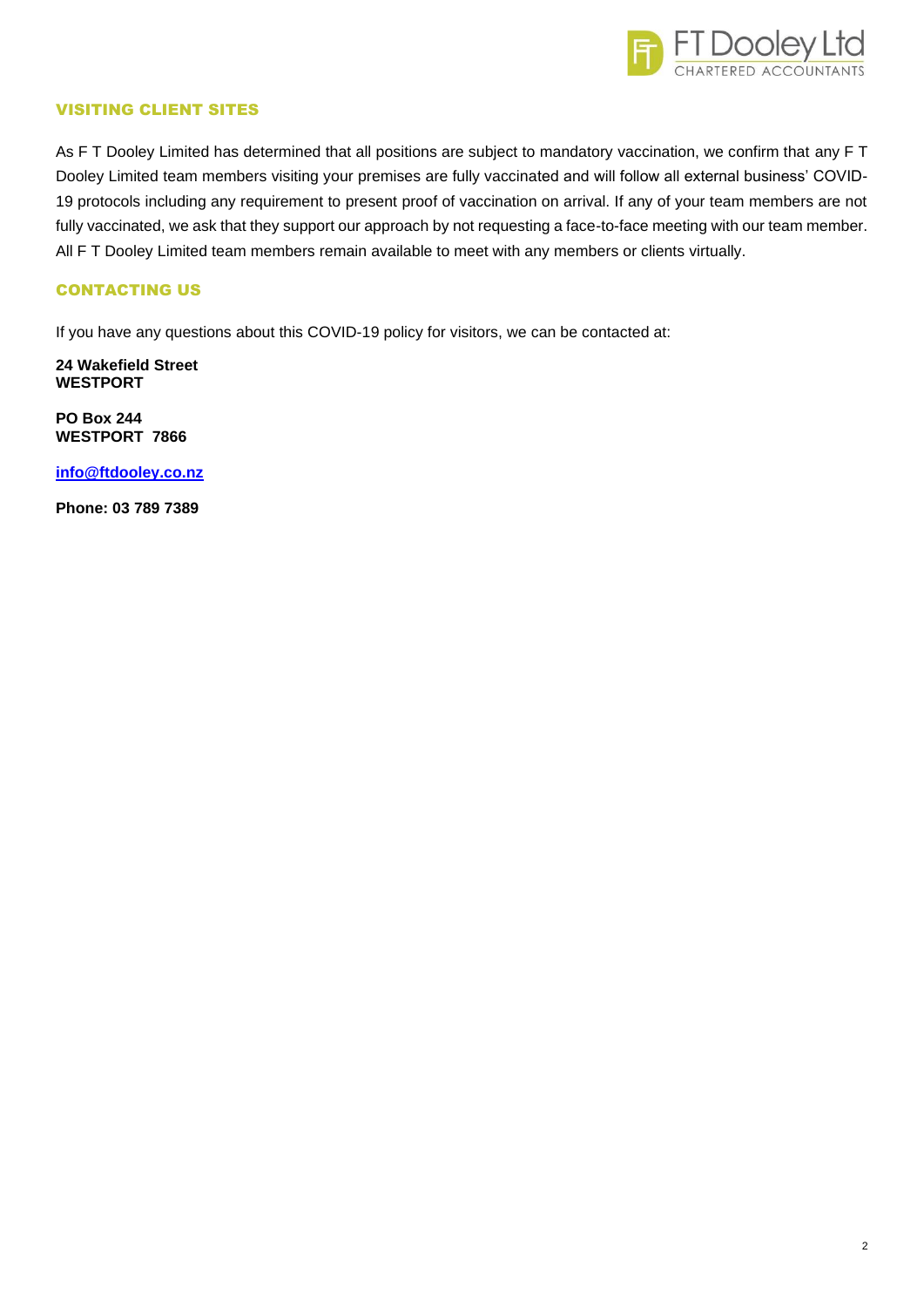## VISITING CLIENT SITES

As F T Dooley Limited has determined that all positions are subject to mandatory vaccination, we confirm that any F T Dooley Limited team members visiting your premises are fully vaccinated and will follow all external business' COVID-19 protocols including any requirement to present proof of vaccination on arrival. If any of your team members are not fully vaccinated, we ask that they support our approach by not requesting a face-to-face meeting with our team member. All F T Dooley Limited team members remain available to meet with any members or clients virtually.

## CONTACTING US

If you have any questions about this COVID-19 policy for visitors, we can be contacted at:

**24 Wakefield Street**
**WESTPORT**

**PO Box 244**
**WESTPORT 7866**

**info@ftdooley.co.nz**

**Phone: 03 789 7389**